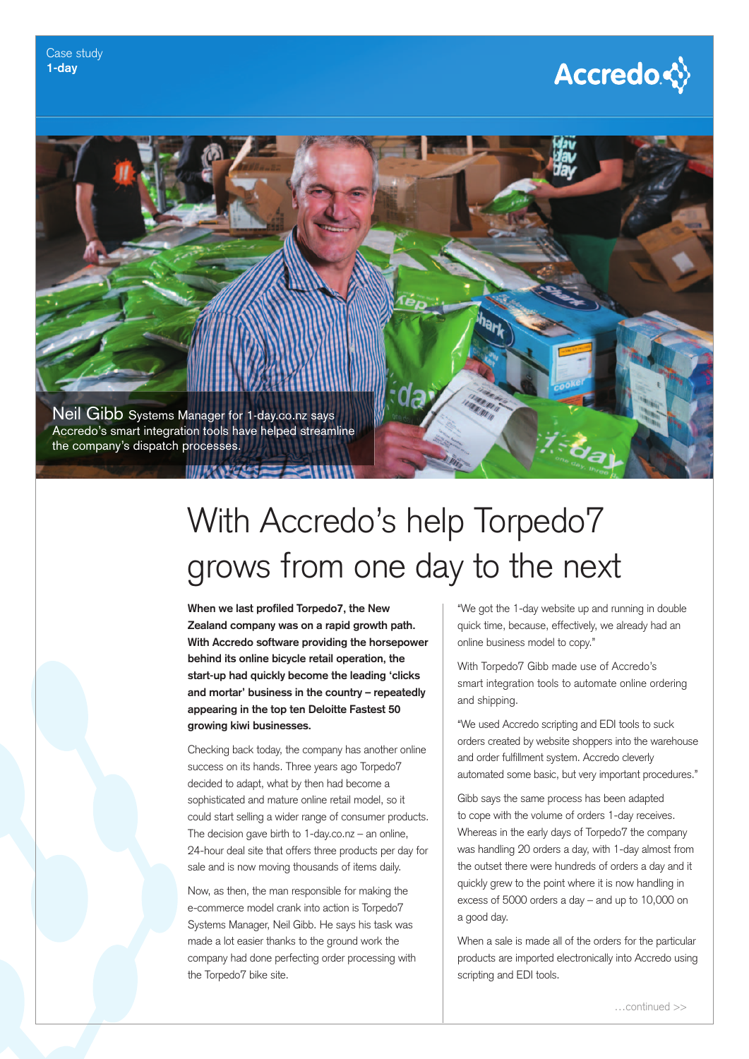Case study
**1-day**

Accredo

Neil Gibb Systems Manager for 1-day.co.nz says Accredo's smart integration tools have helped streamline the company's dispatch processes.

# With Accredo's help Torpedo7 grows from one day to the next

**When we last profiled Torpedo7, the New Zealand company was on a rapid growth path. With Accredo software providing the horsepower behind its online bicycle retail operation, the start-up had quickly become the leading 'clicks and mortar' business in the country – repeatedly appearing in the top ten Deloitte Fastest 50 growing kiwi businesses.**

Checking back today, the company has another online success on its hands. Three years ago Torpedo7 decided to adapt, what by then had become a sophisticated and mature online retail model, so it could start selling a wider range of consumer products. The decision gave birth to 1-day.co.nz – an online, 24-hour deal site that offers three products per day for sale and is now moving thousands of items daily.

Now, as then, the man responsible for making the e-commerce model crank into action is Torpedo7 Systems Manager, Neil Gibb. He says his task was made a lot easier thanks to the ground work the company had done perfecting order processing with the Torpedo7 bike site.

"We got the 1-day website up and running in double quick time, because, effectively, we already had an online business model to copy."

With Torpedo7 Gibb made use of Accredo's smart integration tools to automate online ordering and shipping.

"We used Accredo scripting and EDI tools to suck orders created by website shoppers into the warehouse and order fulfillment system. Accredo cleverly automated some basic, but very important procedures."

Gibb says the same process has been adapted to cope with the volume of orders 1-day receives. Whereas in the early days of Torpedo7 the company was handling 20 orders a day, with 1-day almost from the outset there were hundreds of orders a day and it quickly grew to the point where it is now handling in excess of 5000 orders a day – and up to 10,000 on a good day.

When a sale is made all of the orders for the particular products are imported electronically into Accredo using scripting and EDI tools.

…continued >>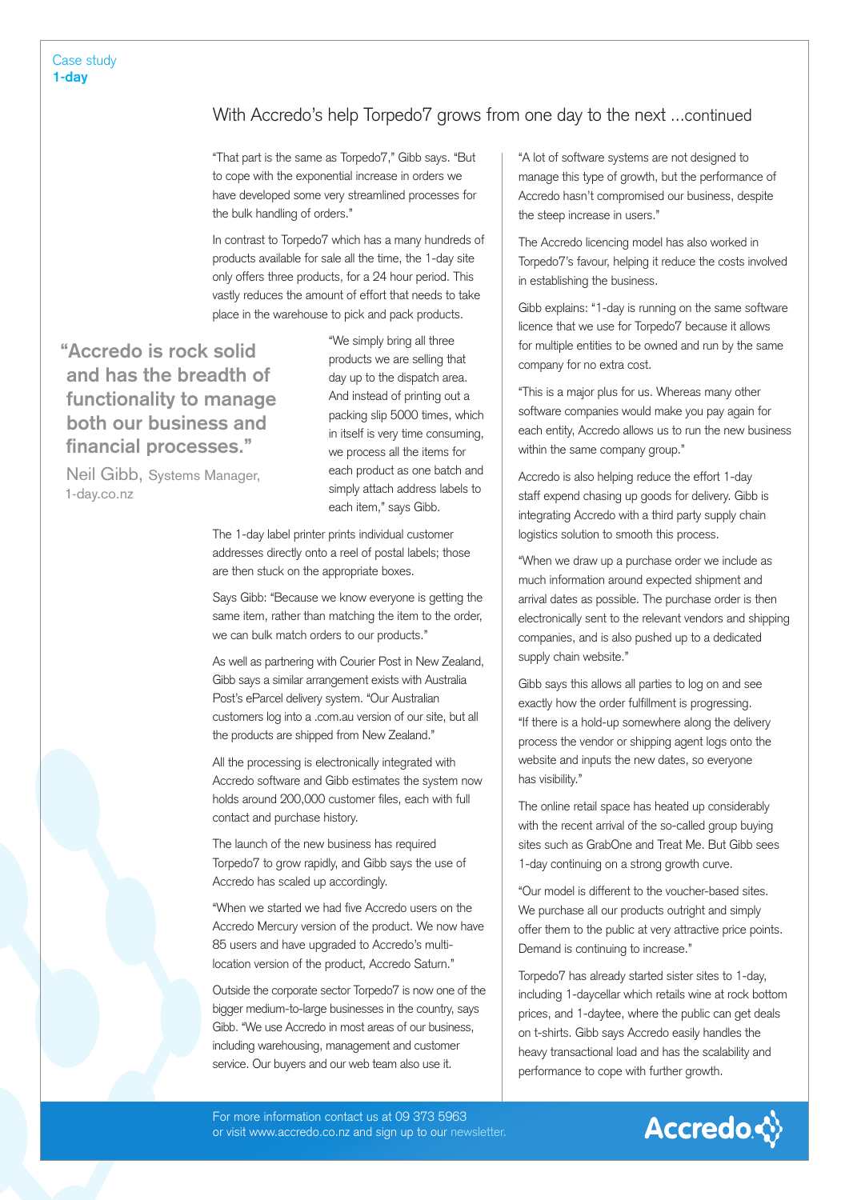Case study
**1-day**

## With Accredo's help Torpedo7 grows from one day to the next ...continued

"That part is the same as Torpedo7," Gibb says. "But to cope with the exponential increase in orders we have developed some very streamlined processes for the bulk handling of orders."

In contrast to Torpedo7 which has a many hundreds of products available for sale all the time, the 1-day site only offers three products, for a 24 hour period. This vastly reduces the amount of effort that needs to take place in the warehouse to pick and pack products.

> **"Accredo is rock solid and has the breadth of functionality to manage both our business and financial processes."**
>
> Neil Gibb, Systems Manager, 1-day.co.nz

"We simply bring all three products we are selling that day up to the dispatch area. And instead of printing out a packing slip 5000 times, which in itself is very time consuming, we process all the items for each product as one batch and simply attach address labels to each item," says Gibb.

The 1-day label printer prints individual customer addresses directly onto a reel of postal labels; those are then stuck on the appropriate boxes.

Says Gibb: "Because we know everyone is getting the same item, rather than matching the item to the order, we can bulk match orders to our products."

As well as partnering with Courier Post in New Zealand, Gibb says a similar arrangement exists with Australia Post's eParcel delivery system. "Our Australian customers log into a .com.au version of our site, but all the products are shipped from New Zealand."

All the processing is electronically integrated with Accredo software and Gibb estimates the system now holds around 200,000 customer files, each with full contact and purchase history.

The launch of the new business has required Torpedo7 to grow rapidly, and Gibb says the use of Accredo has scaled up accordingly.

"When we started we had five Accredo users on the Accredo Mercury version of the product. We now have 85 users and have upgraded to Accredo's multi-location version of the product, Accredo Saturn."

Outside the corporate sector Torpedo7 is now one of the bigger medium-to-large businesses in the country, says Gibb. "We use Accredo in most areas of our business, including warehousing, management and customer service. Our buyers and our web team also use it.

"A lot of software systems are not designed to manage this type of growth, but the performance of Accredo hasn't compromised our business, despite the steep increase in users."

The Accredo licencing model has also worked in Torpedo7's favour, helping it reduce the costs involved in establishing the business.

Gibb explains: "1-day is running on the same software licence that we use for Torpedo7 because it allows for multiple entities to be owned and run by the same company for no extra cost.

"This is a major plus for us. Whereas many other software companies would make you pay again for each entity, Accredo allows us to run the new business within the same company group."

Accredo is also helping reduce the effort 1-day staff expend chasing up goods for delivery. Gibb is integrating Accredo with a third party supply chain logistics solution to smooth this process.

"When we draw up a purchase order we include as much information around expected shipment and arrival dates as possible. The purchase order is then electronically sent to the relevant vendors and shipping companies, and is also pushed up to a dedicated supply chain website."

Gibb says this allows all parties to log on and see exactly how the order fulfillment is progressing. "If there is a hold-up somewhere along the delivery process the vendor or shipping agent logs onto the website and inputs the new dates, so everyone has visibility."

The online retail space has heated up considerably with the recent arrival of the so-called group buying sites such as GrabOne and Treat Me. But Gibb sees 1-day continuing on a strong growth curve.

"Our model is different to the voucher-based sites. We purchase all our products outright and simply offer them to the public at very attractive price points. Demand is continuing to increase."

Torpedo7 has already started sister sites to 1-day, including 1-daycellar which retails wine at rock bottom prices, and 1-daytee, where the public can get deals on t-shirts. Gibb says Accredo easily handles the heavy transactional load and has the scalability and performance to cope with further growth.

For more information contact us at 09 373 5963
or visit www.accredo.co.nz and sign up to our newsletter.

Accredo